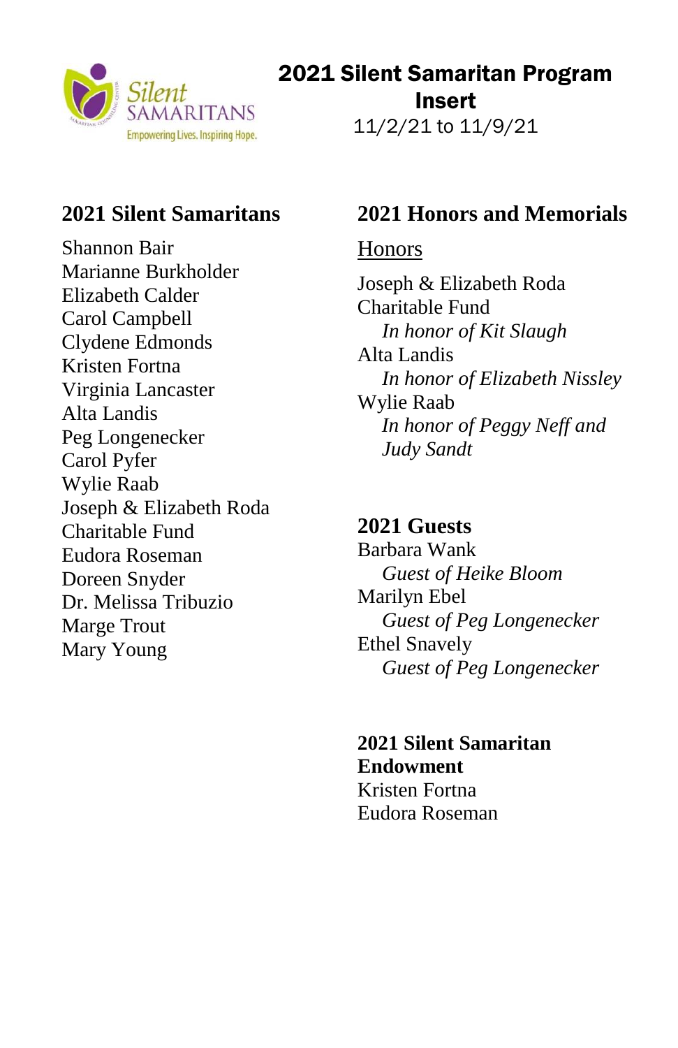Silent SAMARITANS
Empowering Lives. Inspiring Hope.

# 2021 Silent Samaritan Program Insert

11/2/21 to 11/9/21

## 2021 Silent Samaritans

Shannon Bair
Marianne Burkholder
Elizabeth Calder
Carol Campbell
Clydene Edmonds
Kristen Fortna
Virginia Lancaster
Alta Landis
Peg Longenecker
Carol Pyfer
Wylie Raab
Joseph & Elizabeth Roda Charitable Fund
Eudora Roseman
Doreen Snyder
Dr. Melissa Tribuzio
Marge Trout
Mary Young

## 2021 Honors and Memorials

Honors

Joseph & Elizabeth Roda Charitable Fund
*In honor of Kit Slaugh*
Alta Landis
*In honor of Elizabeth Nissley*
Wylie Raab
*In honor of Peggy Neff and Judy Sandt*

## 2021 Guests

Barbara Wank
*Guest of Heike Bloom*
Marilyn Ebel
*Guest of Peg Longenecker*
Ethel Snavely
*Guest of Peg Longenecker*

## 2021 Silent Samaritan Endowment

Kristen Fortna
Eudora Roseman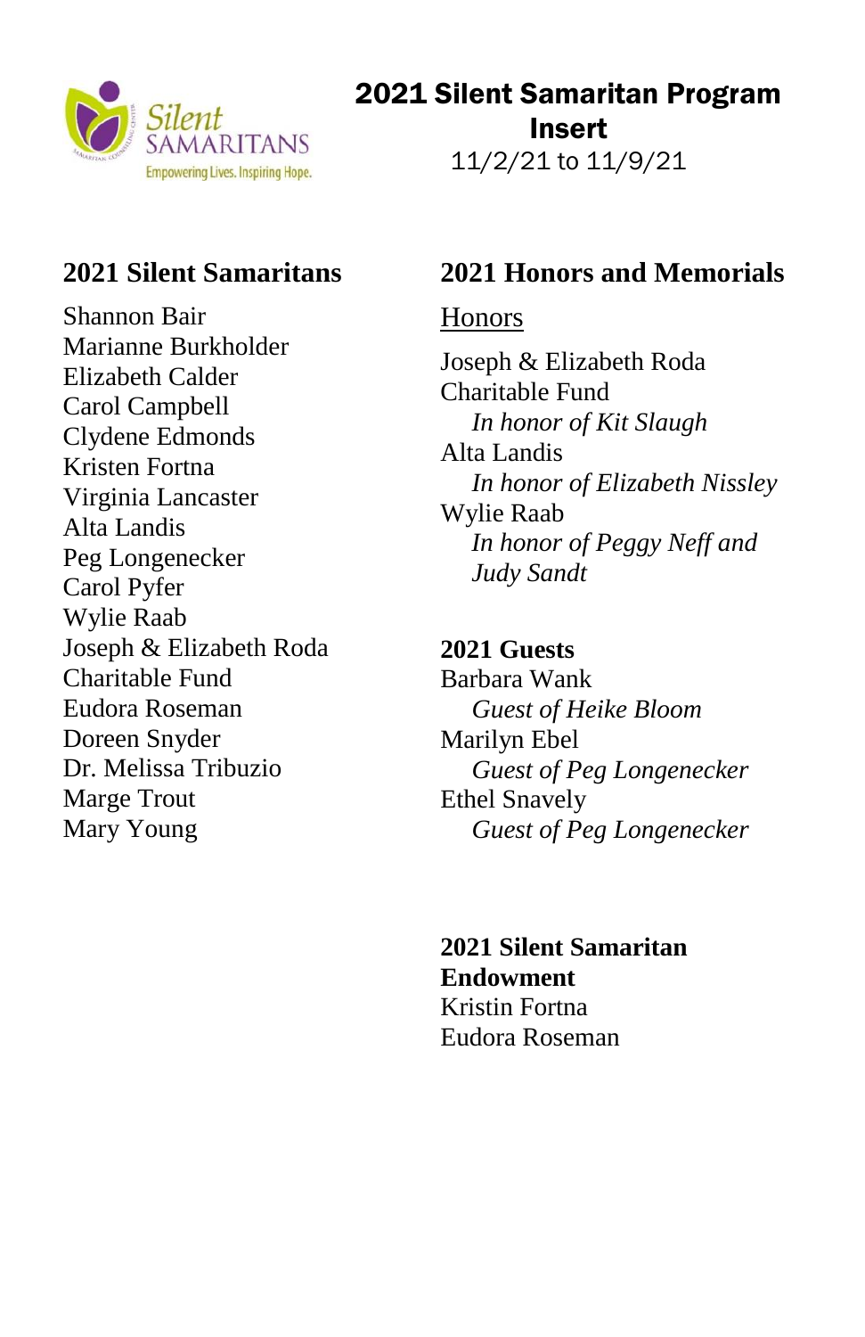# 2021 Silent Samaritan Program Insert

11/2/21 to 11/9/21

## 2021 Silent Samaritans

Shannon Bair
Marianne Burkholder
Elizabeth Calder
Carol Campbell
Clydene Edmonds
Kristen Fortna
Virginia Lancaster
Alta Landis
Peg Longenecker
Carol Pyfer
Wylie Raab
Joseph & Elizabeth Roda Charitable Fund
Eudora Roseman
Doreen Snyder
Dr. Melissa Tribuzio
Marge Trout
Mary Young

## 2021 Honors and Memorials

Honors

Joseph & Elizabeth Roda Charitable Fund
*In honor of Kit Slaugh*
Alta Landis
*In honor of Elizabeth Nissley*
Wylie Raab
*In honor of Peggy Neff and Judy Sandt*

**2021 Guests**

Barbara Wank
*Guest of Heike Bloom*
Marilyn Ebel
*Guest of Peg Longenecker*
Ethel Snavely
*Guest of Peg Longenecker*

**2021 Silent Samaritan Endowment**

Kristin Fortna
Eudora Roseman